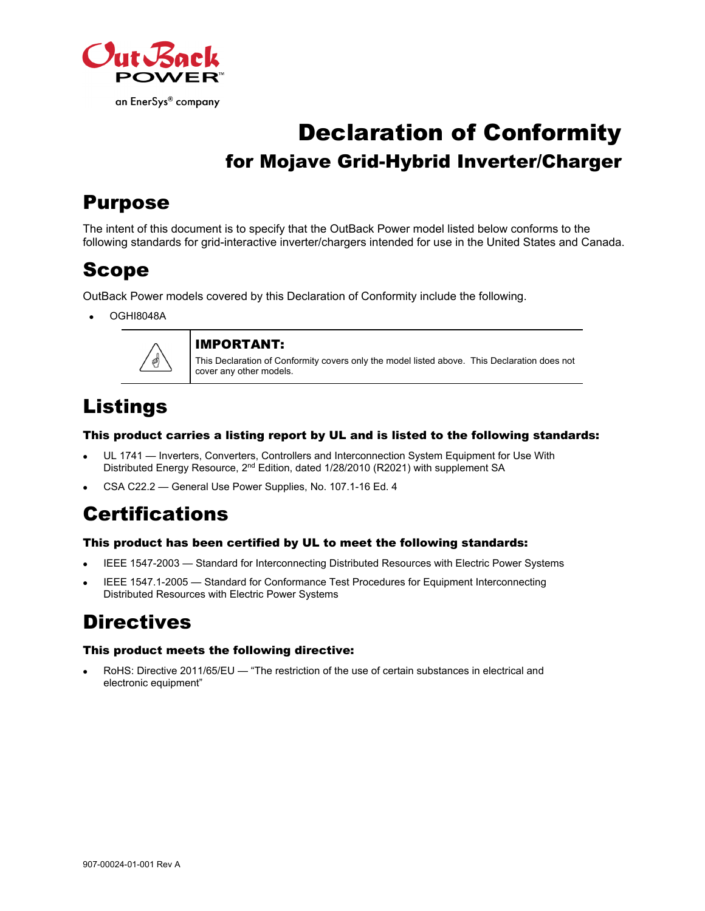OutBack POWER

an EnerSys® company

# Declaration of Conformity

## for Mojave Grid-Hybrid Inverter/Charger

## Purpose

The intent of this document is to specify that the OutBack Power model listed below conforms to the following standards for grid-interactive inverter/chargers intended for use in the United States and Canada.

## Scope

OutBack Power models covered by this Declaration of Conformity include the following.

- OGHI8048A

> **IMPORTANT:**
> This Declaration of Conformity covers only the model listed above. This Declaration does not cover any other models.

## Listings

### This product carries a listing report by UL and is listed to the following standards:

- UL 1741 — Inverters, Converters, Controllers and Interconnection System Equipment for Use With Distributed Energy Resource, 2nd Edition, dated 1/28/2010 (R2021) with supplement SA
- CSA C22.2 — General Use Power Supplies, No. 107.1-16 Ed. 4

## Certifications

### This product has been certified by UL to meet the following standards:

- IEEE 1547-2003 — Standard for Interconnecting Distributed Resources with Electric Power Systems
- IEEE 1547.1-2005 — Standard for Conformance Test Procedures for Equipment Interconnecting Distributed Resources with Electric Power Systems

## Directives

### This product meets the following directive:

- RoHS: Directive 2011/65/EU — "The restriction of the use of certain substances in electrical and electronic equipment"

907-00024-01-001 Rev A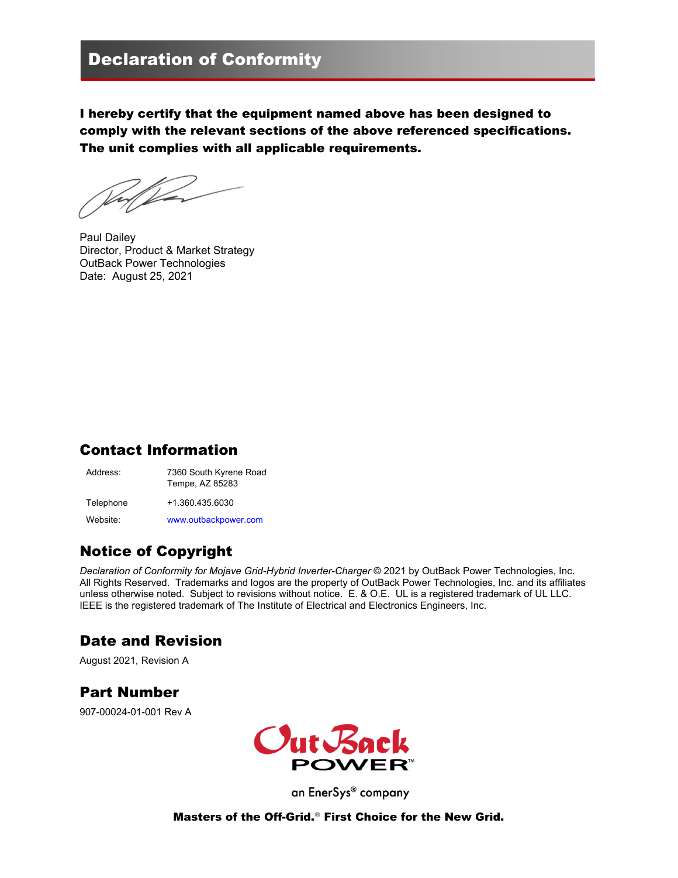## Declaration of Conformity

**I hereby certify that the equipment named above has been designed to comply with the relevant sections of the above referenced specifications. The unit complies with all applicable requirements.**

Paul Dailey
Director, Product & Market Strategy
OutBack Power Technologies
Date: August 25, 2021

## Contact Information

| | |
|---|---|
| Address: | 7360 South Kyrene Road<br>Tempe, AZ 85283 |
| Telephone | +1.360.435.6030 |
| Website: | www.outbackpower.com |

## Notice of Copyright

*Declaration of Conformity for Mojave Grid-Hybrid Inverter-Charger* © 2021 by OutBack Power Technologies, Inc. All Rights Reserved. Trademarks and logos are the property of OutBack Power Technologies, Inc. and its affiliates unless otherwise noted. Subject to revisions without notice. E. & O.E. UL is a registered trademark of UL LLC. IEEE is the registered trademark of The Institute of Electrical and Electronics Engineers, Inc.

## Date and Revision

August 2021, Revision A

## Part Number

907-00024-01-001 Rev A

OutBack POWER™

an EnerSys® company

**Masters of the Off-Grid.® First Choice for the New Grid.**